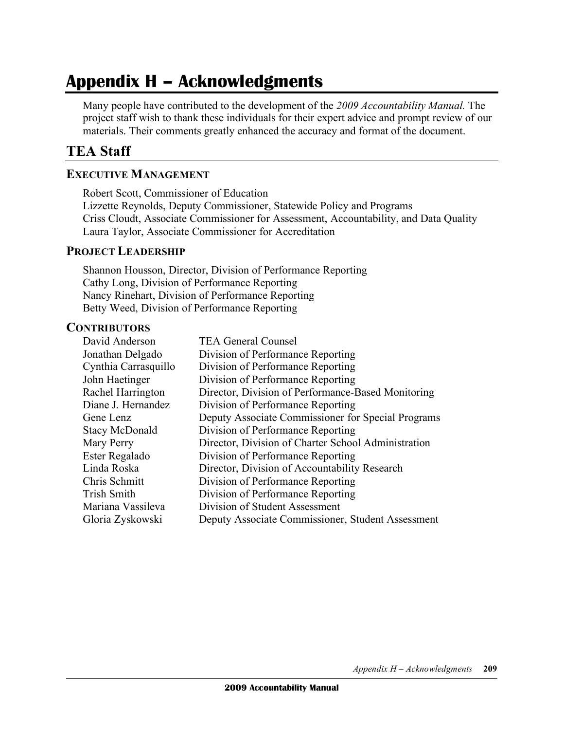# Appendix H – Acknowledgments

Many people have contributed to the development of the *2009 Accountability Manual.* The project staff wish to thank these individuals for their expert advice and prompt review of our materials. Their comments greatly enhanced the accuracy and format of the document.

## TEA Staff

### Executive Management

Robert Scott, Commissioner of Education
Lizzette Reynolds, Deputy Commissioner, Statewide Policy and Programs
Criss Cloudt, Associate Commissioner for Assessment, Accountability, and Data Quality
Laura Taylor, Associate Commissioner for Accreditation

### Project Leadership

Shannon Housson, Director, Division of Performance Reporting
Cathy Long, Division of Performance Reporting
Nancy Rinehart, Division of Performance Reporting
Betty Weed, Division of Performance Reporting

### Contributors

| | |
|---|---|
| David Anderson | TEA General Counsel |
| Jonathan Delgado | Division of Performance Reporting |
| Cynthia Carrasquillo | Division of Performance Reporting |
| John Haetinger | Division of Performance Reporting |
| Rachel Harrington | Director, Division of Performance-Based Monitoring |
| Diane J. Hernandez | Division of Performance Reporting |
| Gene Lenz | Deputy Associate Commissioner for Special Programs |
| Stacy McDonald | Division of Performance Reporting |
| Mary Perry | Director, Division of Charter School Administration |
| Ester Regalado | Division of Performance Reporting |
| Linda Roska | Director, Division of Accountability Research |
| Chris Schmitt | Division of Performance Reporting |
| Trish Smith | Division of Performance Reporting |
| Mariana Vassileva | Division of Student Assessment |
| Gloria Zyskowski | Deputy Associate Commissioner, Student Assessment |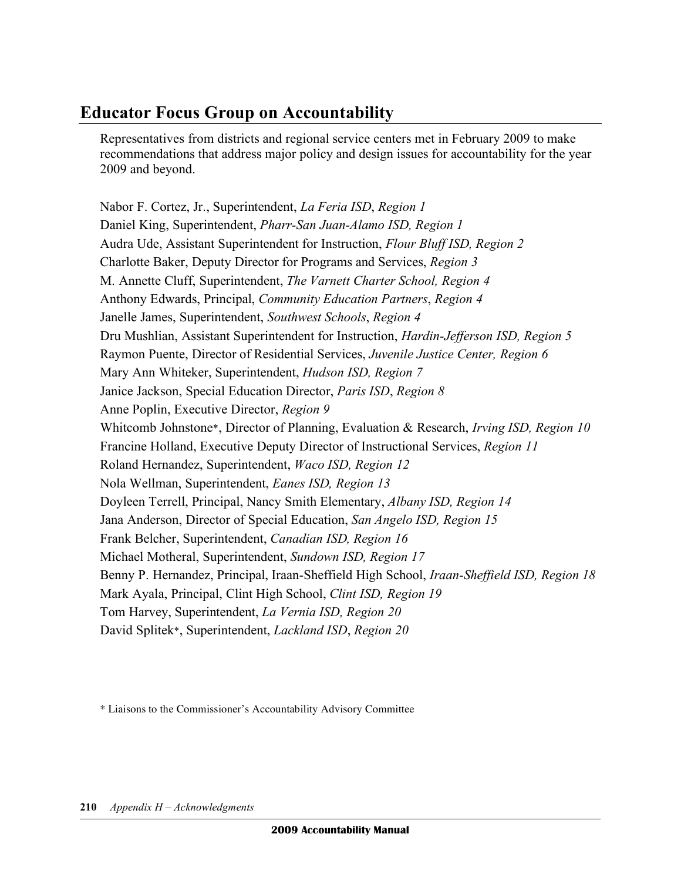## Educator Focus Group on Accountability

Representatives from districts and regional service centers met in February 2009 to make recommendations that address major policy and design issues for accountability for the year 2009 and beyond.

Nabor F. Cortez, Jr., Superintendent, *La Feria ISD*, *Region 1*
Daniel King, Superintendent, *Pharr-San Juan-Alamo ISD, Region 1*
Audra Ude, Assistant Superintendent for Instruction, *Flour Bluff ISD, Region 2*
Charlotte Baker, Deputy Director for Programs and Services, *Region 3*
M. Annette Cluff, Superintendent, *The Varnett Charter School, Region 4*
Anthony Edwards, Principal, *Community Education Partners*, *Region 4*
Janelle James, Superintendent, *Southwest Schools*, *Region 4*
Dru Mushlian, Assistant Superintendent for Instruction, *Hardin-Jefferson ISD, Region 5*
Raymon Puente, Director of Residential Services, *Juvenile Justice Center, Region 6*
Mary Ann Whiteker, Superintendent, *Hudson ISD, Region 7*
Janice Jackson, Special Education Director, *Paris ISD*, *Region 8*
Anne Poplin, Executive Director, *Region 9*
Whitcomb Johnstone*, Director of Planning, Evaluation & Research, *Irving ISD, Region 10*
Francine Holland, Executive Deputy Director of Instructional Services, *Region 11*
Roland Hernandez, Superintendent, *Waco ISD, Region 12*
Nola Wellman, Superintendent, *Eanes ISD, Region 13*
Doyleen Terrell, Principal, Nancy Smith Elementary, *Albany ISD, Region 14*
Jana Anderson, Director of Special Education, *San Angelo ISD, Region 15*
Frank Belcher, Superintendent, *Canadian ISD, Region 16*
Michael Motheral, Superintendent, *Sundown ISD, Region 17*
Benny P. Hernandez, Principal, Iraan-Sheffield High School, *Iraan-Sheffield ISD, Region 18*
Mark Ayala, Principal, Clint High School, *Clint ISD, Region 19*
Tom Harvey, Superintendent, *La Vernia ISD, Region 20*
David Splitek*, Superintendent, *Lackland ISD*, *Region 20*

* Liaisons to the Commissioner's Accountability Advisory Committee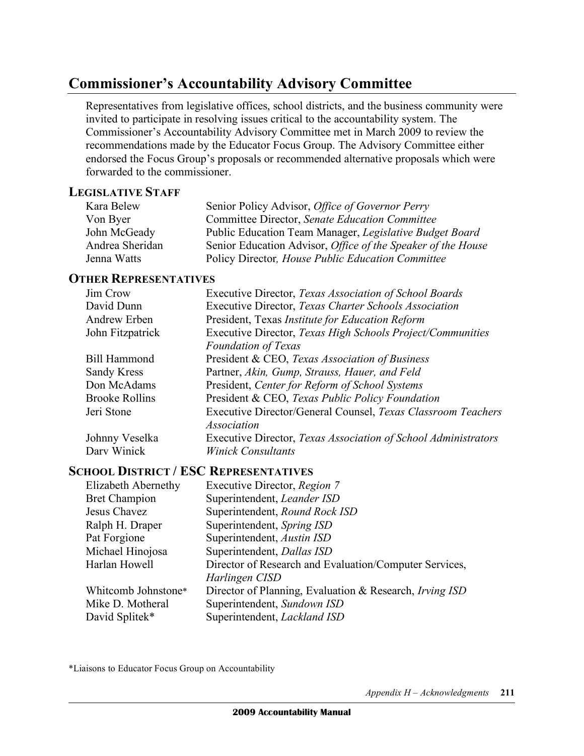## Commissioner's Accountability Advisory Committee

Representatives from legislative offices, school districts, and the business community were invited to participate in resolving issues critical to the accountability system. The Commissioner's Accountability Advisory Committee met in March 2009 to review the recommendations made by the Educator Focus Group. The Advisory Committee either endorsed the Focus Group's proposals or recommended alternative proposals which were forwarded to the commissioner.

### LEGISLATIVE STAFF

| | |
|---|---|
| Kara Belew | Senior Policy Advisor, *Office of Governor Perry* |
| Von Byer | Committee Director, *Senate Education Committee* |
| John McGeady | Public Education Team Manager, *Legislative Budget Board* |
| Andrea Sheridan | Senior Education Advisor, *Office of the Speaker of the House* |
| Jenna Watts | Policy Director*, House Public Education Committee* |

### OTHER REPRESENTATIVES

| | |
|---|---|
| Jim Crow | Executive Director, *Texas Association of School Boards* |
| David Dunn | Executive Director, *Texas Charter Schools Association* |
| Andrew Erben | President, Texas *Institute for Education Reform* |
| John Fitzpatrick | Executive Director, *Texas High Schools Project/Communities Foundation of Texas* |
| Bill Hammond | President & CEO, *Texas Association of Business* |
| Sandy Kress | Partner, *Akin, Gump, Strauss, Hauer, and Feld* |
| Don McAdams | President, *Center for Reform of School Systems* |
| Brooke Rollins | President & CEO, *Texas Public Policy Foundation* |
| Jeri Stone | Executive Director/General Counsel, *Texas Classroom Teachers Association* |
| Johnny Veselka | Executive Director, *Texas Association of School Administrators* |
| Darv Winick | *Winick Consultants* |

### SCHOOL DISTRICT / ESC REPRESENTATIVES

| | |
|---|---|
| Elizabeth Abernethy | Executive Director, *Region 7* |
| Bret Champion | Superintendent, *Leander ISD* |
| Jesus Chavez | Superintendent, *Round Rock ISD* |
| Ralph H. Draper | Superintendent, *Spring ISD* |
| Pat Forgione | Superintendent, *Austin ISD* |
| Michael Hinojosa | Superintendent, *Dallas ISD* |
| Harlan Howell | Director of Research and Evaluation/Computer Services, *Harlingen CISD* |
| Whitcomb Johnstone* | Director of Planning, Evaluation & Research, *Irving ISD* |
| Mike D. Motheral | Superintendent, *Sundown ISD* |
| David Splitek* | Superintendent, *Lackland ISD* |

*Liaisons to Educator Focus Group on Accountability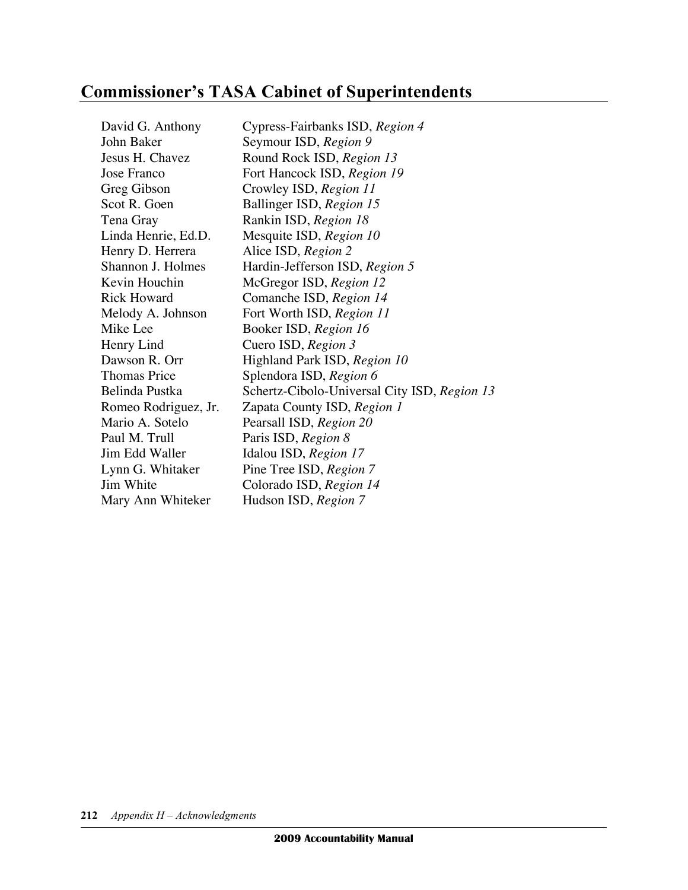## Commissioner's TASA Cabinet of Superintendents

| | |
|---|---|
| David G. Anthony | Cypress-Fairbanks ISD, *Region 4* |
| John Baker | Seymour ISD, *Region 9* |
| Jesus H. Chavez | Round Rock ISD, *Region 13* |
| Jose Franco | Fort Hancock ISD, *Region 19* |
| Greg Gibson | Crowley ISD, *Region 11* |
| Scot R. Goen | Ballinger ISD, *Region 15* |
| Tena Gray | Rankin ISD, *Region 18* |
| Linda Henrie, Ed.D. | Mesquite ISD, *Region 10* |
| Henry D. Herrera | Alice ISD, *Region 2* |
| Shannon J. Holmes | Hardin-Jefferson ISD, *Region 5* |
| Kevin Houchin | McGregor ISD, *Region 12* |
| Rick Howard | Comanche ISD, *Region 14* |
| Melody A. Johnson | Fort Worth ISD, *Region 11* |
| Mike Lee | Booker ISD, *Region 16* |
| Henry Lind | Cuero ISD, *Region 3* |
| Dawson R. Orr | Highland Park ISD, *Region 10* |
| Thomas Price | Splendora ISD, *Region 6* |
| Belinda Pustka | Schertz-Cibolo-Universal City ISD, *Region 13* |
| Romeo Rodriguez, Jr. | Zapata County ISD, *Region 1* |
| Mario A. Sotelo | Pearsall ISD, *Region 20* |
| Paul M. Trull | Paris ISD, *Region 8* |
| Jim Edd Waller | Idalou ISD, *Region 17* |
| Lynn G. Whitaker | Pine Tree ISD, *Region 7* |
| Jim White | Colorado ISD, *Region 14* |
| Mary Ann Whiteker | Hudson ISD, *Region 7* |